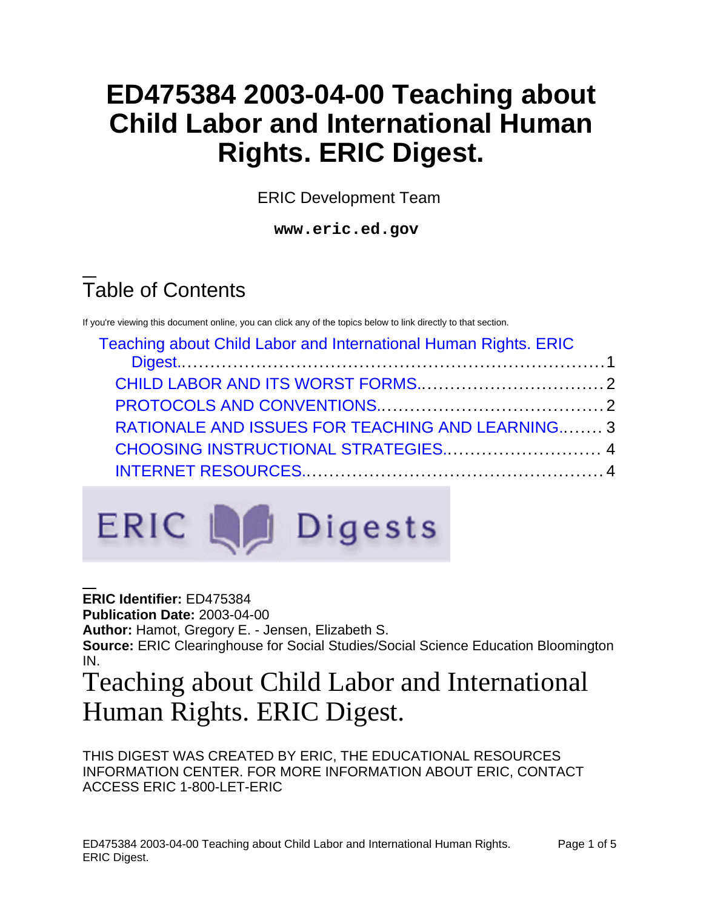# ED475384 2003-04-00 Teaching about Child Labor and International Human Rights. ERIC Digest.

ERIC Development Team

**www.eric.ed.gov**

## Table of Contents

If you're viewing this document online, you can click any of the topics below to link directly to that section.

- Teaching about Child Labor and International Human Rights. ERIC Digest........ 1
  - CHILD LABOR AND ITS WORST FORMS........ 2
  - PROTOCOLS AND CONVENTIONS........ 2
  - RATIONALE AND ISSUES FOR TEACHING AND LEARNING........ 3
  - CHOOSING INSTRUCTIONAL STRATEGIES........ 4
  - INTERNET RESOURCES........ 4

ERIC Digests

**ERIC Identifier:** ED475384
**Publication Date:** 2003-04-00
**Author:** Hamot, Gregory E. - Jensen, Elizabeth S.
**Source:** ERIC Clearinghouse for Social Studies/Social Science Education Bloomington IN.

# Teaching about Child Labor and International Human Rights. ERIC Digest.

THIS DIGEST WAS CREATED BY ERIC, THE EDUCATIONAL RESOURCES INFORMATION CENTER. FOR MORE INFORMATION ABOUT ERIC, CONTACT ACCESS ERIC 1-800-LET-ERIC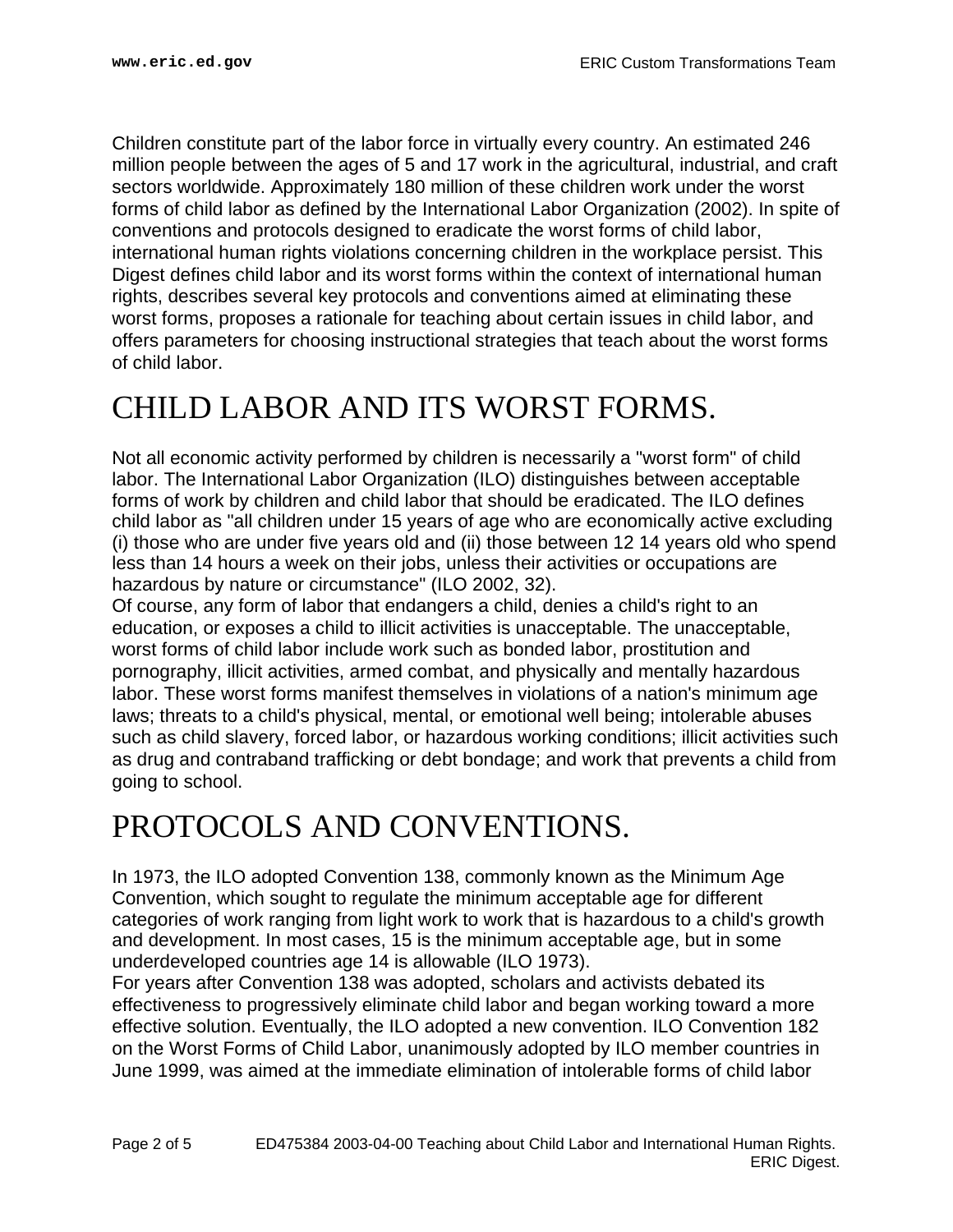Children constitute part of the labor force in virtually every country. An estimated 246 million people between the ages of 5 and 17 work in the agricultural, industrial, and craft sectors worldwide. Approximately 180 million of these children work under the worst forms of child labor as defined by the International Labor Organization (2002). In spite of conventions and protocols designed to eradicate the worst forms of child labor, international human rights violations concerning children in the workplace persist. This Digest defines child labor and its worst forms within the context of international human rights, describes several key protocols and conventions aimed at eliminating these worst forms, proposes a rationale for teaching about certain issues in child labor, and offers parameters for choosing instructional strategies that teach about the worst forms of child labor.

# CHILD LABOR AND ITS WORST FORMS.

Not all economic activity performed by children is necessarily a "worst form" of child labor. The International Labor Organization (ILO) distinguishes between acceptable forms of work by children and child labor that should be eradicated. The ILO defines child labor as "all children under 15 years of age who are economically active excluding (i) those who are under five years old and (ii) those between 12 14 years old who spend less than 14 hours a week on their jobs, unless their activities or occupations are hazardous by nature or circumstance" (ILO 2002, 32).

Of course, any form of labor that endangers a child, denies a child's right to an education, or exposes a child to illicit activities is unacceptable. The unacceptable, worst forms of child labor include work such as bonded labor, prostitution and pornography, illicit activities, armed combat, and physically and mentally hazardous labor. These worst forms manifest themselves in violations of a nation's minimum age laws; threats to a child's physical, mental, or emotional well being; intolerable abuses such as child slavery, forced labor, or hazardous working conditions; illicit activities such as drug and contraband trafficking or debt bondage; and work that prevents a child from going to school.

# PROTOCOLS AND CONVENTIONS.

In 1973, the ILO adopted Convention 138, commonly known as the Minimum Age Convention, which sought to regulate the minimum acceptable age for different categories of work ranging from light work to work that is hazardous to a child's growth and development. In most cases, 15 is the minimum acceptable age, but in some underdeveloped countries age 14 is allowable (ILO 1973).

For years after Convention 138 was adopted, scholars and activists debated its effectiveness to progressively eliminate child labor and began working toward a more effective solution. Eventually, the ILO adopted a new convention. ILO Convention 182 on the Worst Forms of Child Labor, unanimously adopted by ILO member countries in June 1999, was aimed at the immediate elimination of intolerable forms of child labor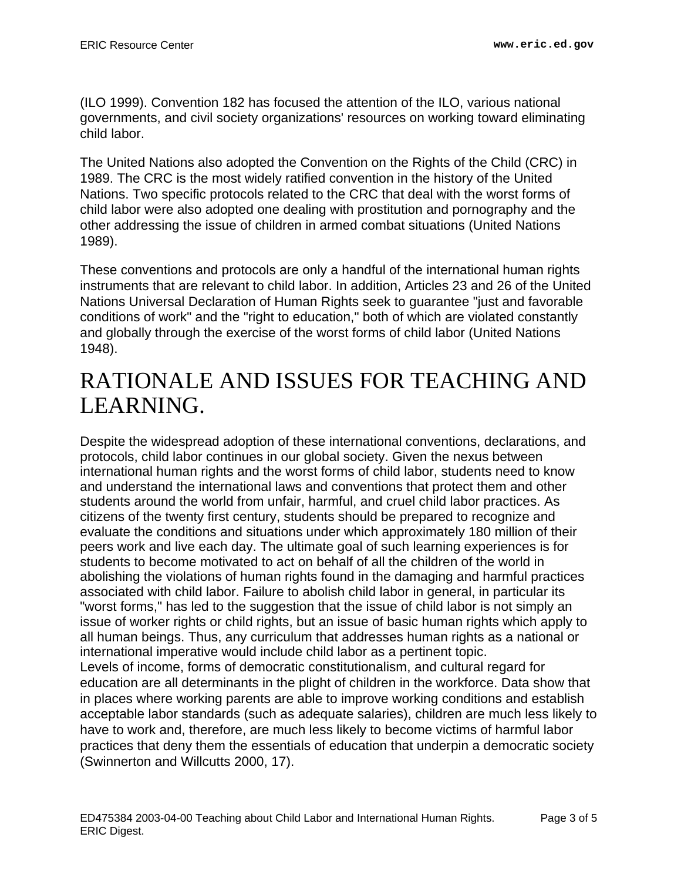(ILO 1999). Convention 182 has focused the attention of the ILO, various national governments, and civil society organizations' resources on working toward eliminating child labor.

The United Nations also adopted the Convention on the Rights of the Child (CRC) in 1989. The CRC is the most widely ratified convention in the history of the United Nations. Two specific protocols related to the CRC that deal with the worst forms of child labor were also adopted one dealing with prostitution and pornography and the other addressing the issue of children in armed combat situations (United Nations 1989).

These conventions and protocols are only a handful of the international human rights instruments that are relevant to child labor. In addition, Articles 23 and 26 of the United Nations Universal Declaration of Human Rights seek to guarantee "just and favorable conditions of work" and the "right to education," both of which are violated constantly and globally through the exercise of the worst forms of child labor (United Nations 1948).

# RATIONALE AND ISSUES FOR TEACHING AND LEARNING.

Despite the widespread adoption of these international conventions, declarations, and protocols, child labor continues in our global society. Given the nexus between international human rights and the worst forms of child labor, students need to know and understand the international laws and conventions that protect them and other students around the world from unfair, harmful, and cruel child labor practices. As citizens of the twenty first century, students should be prepared to recognize and evaluate the conditions and situations under which approximately 180 million of their peers work and live each day. The ultimate goal of such learning experiences is for students to become motivated to act on behalf of all the children of the world in abolishing the violations of human rights found in the damaging and harmful practices associated with child labor. Failure to abolish child labor in general, in particular its "worst forms," has led to the suggestion that the issue of child labor is not simply an issue of worker rights or child rights, but an issue of basic human rights which apply to all human beings. Thus, any curriculum that addresses human rights as a national or international imperative would include child labor as a pertinent topic.

Levels of income, forms of democratic constitutionalism, and cultural regard for education are all determinants in the plight of children in the workforce. Data show that in places where working parents are able to improve working conditions and establish acceptable labor standards (such as adequate salaries), children are much less likely to have to work and, therefore, are much less likely to become victims of harmful labor practices that deny them the essentials of education that underpin a democratic society (Swinnerton and Willcutts 2000, 17).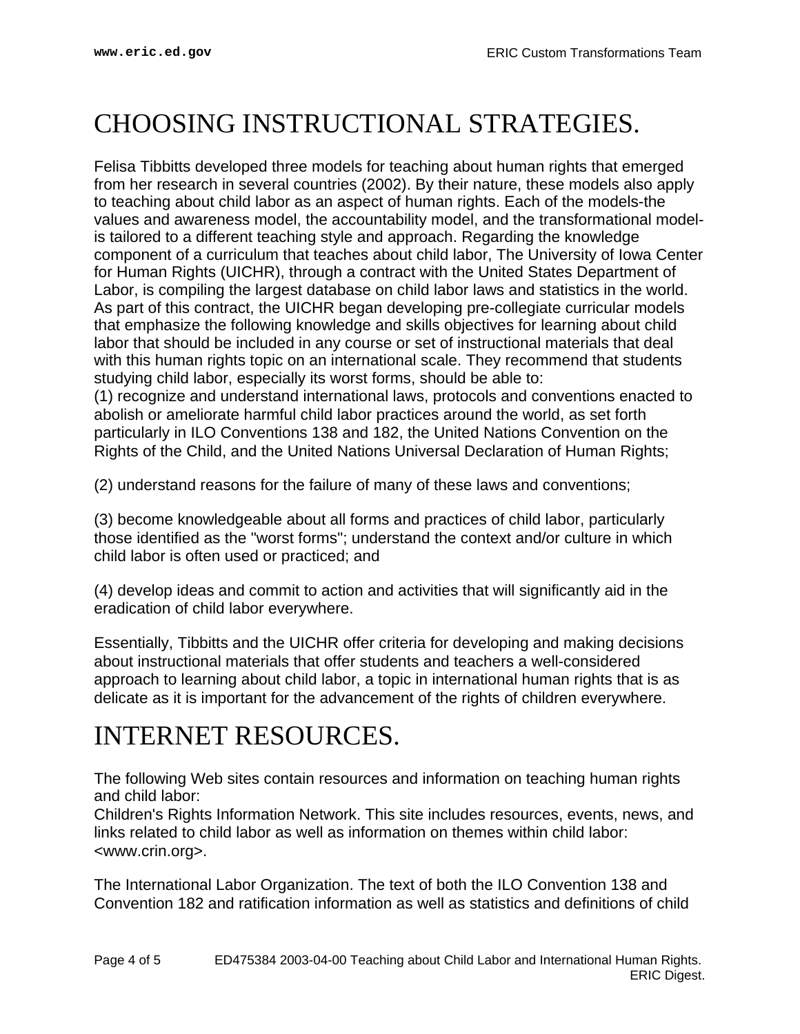# CHOOSING INSTRUCTIONAL STRATEGIES.

Felisa Tibbitts developed three models for teaching about human rights that emerged from her research in several countries (2002). By their nature, these models also apply to teaching about child labor as an aspect of human rights. Each of the models-the values and awareness model, the accountability model, and the transformational model-is tailored to a different teaching style and approach. Regarding the knowledge component of a curriculum that teaches about child labor, The University of Iowa Center for Human Rights (UICHR), through a contract with the United States Department of Labor, is compiling the largest database on child labor laws and statistics in the world. As part of this contract, the UICHR began developing pre-collegiate curricular models that emphasize the following knowledge and skills objectives for learning about child labor that should be included in any course or set of instructional materials that deal with this human rights topic on an international scale. They recommend that students studying child labor, especially its worst forms, should be able to:

(1) recognize and understand international laws, protocols and conventions enacted to abolish or ameliorate harmful child labor practices around the world, as set forth particularly in ILO Conventions 138 and 182, the United Nations Convention on the Rights of the Child, and the United Nations Universal Declaration of Human Rights;

(2) understand reasons for the failure of many of these laws and conventions;

(3) become knowledgeable about all forms and practices of child labor, particularly those identified as the "worst forms"; understand the context and/or culture in which child labor is often used or practiced; and

(4) develop ideas and commit to action and activities that will significantly aid in the eradication of child labor everywhere.

Essentially, Tibbitts and the UICHR offer criteria for developing and making decisions about instructional materials that offer students and teachers a well-considered approach to learning about child labor, a topic in international human rights that is as delicate as it is important for the advancement of the rights of children everywhere.

# INTERNET RESOURCES.

The following Web sites contain resources and information on teaching human rights and child labor:

Children's Rights Information Network. This site includes resources, events, news, and links related to child labor as well as information on themes within child labor: <www.crin.org>.

The International Labor Organization. The text of both the ILO Convention 138 and Convention 182 and ratification information as well as statistics and definitions of child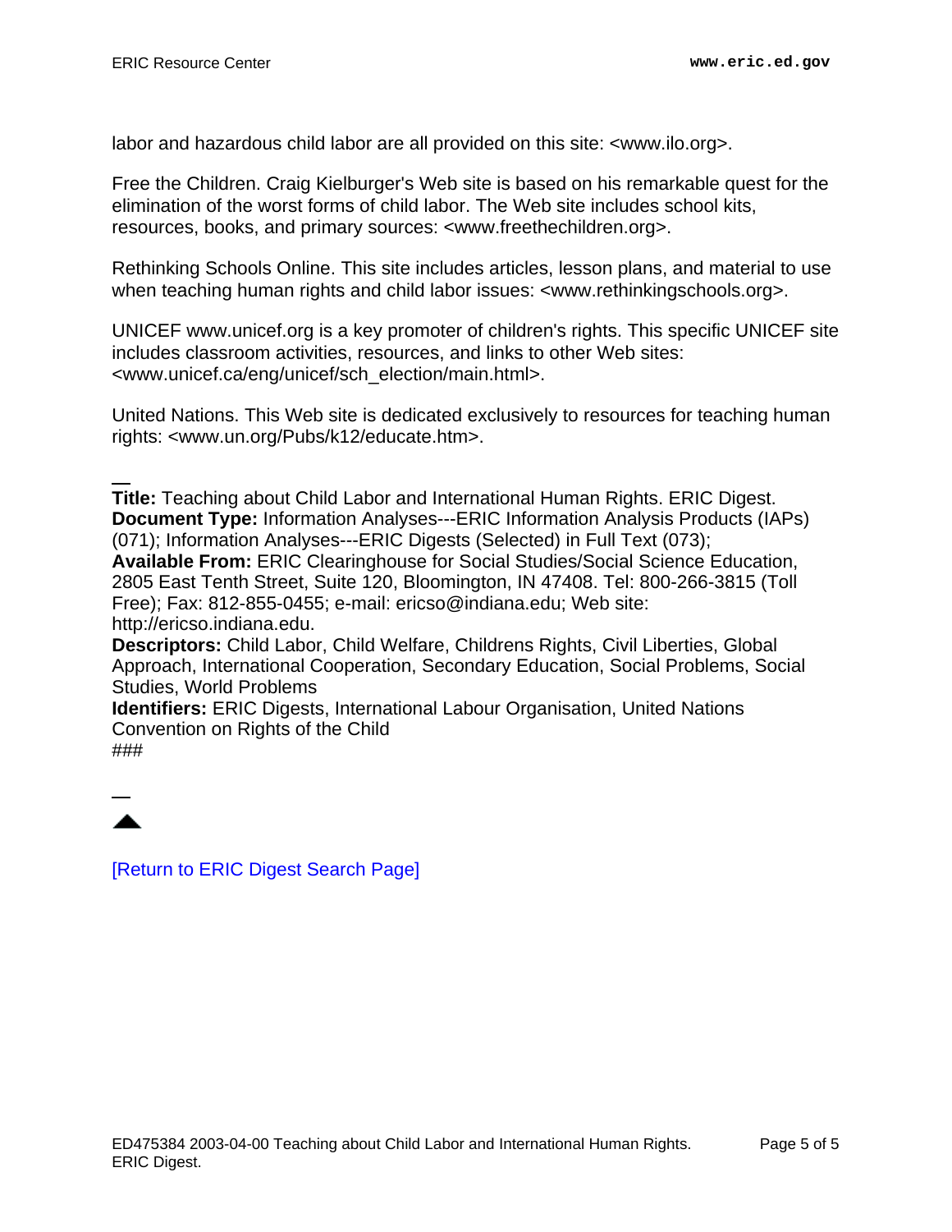labor and hazardous child labor are all provided on this site: <www.ilo.org>.

Free the Children. Craig Kielburger's Web site is based on his remarkable quest for the elimination of the worst forms of child labor. The Web site includes school kits, resources, books, and primary sources: <www.freethechildren.org>.

Rethinking Schools Online. This site includes articles, lesson plans, and material to use when teaching human rights and child labor issues: <www.rethinkingschools.org>.

UNICEF www.unicef.org is a key promoter of children's rights. This specific UNICEF site includes classroom activities, resources, and links to other Web sites: <www.unicef.ca/eng/unicef/sch_election/main.html>.

United Nations. This Web site is dedicated exclusively to resources for teaching human rights: <www.un.org/Pubs/k12/educate.htm>.

---

**Title:** Teaching about Child Labor and International Human Rights. ERIC Digest.
**Document Type:** Information Analyses---ERIC Information Analysis Products (IAPs) (071); Information Analyses---ERIC Digests (Selected) in Full Text (073);
**Available From:** ERIC Clearinghouse for Social Studies/Social Science Education, 2805 East Tenth Street, Suite 120, Bloomington, IN 47408. Tel: 800-266-3815 (Toll Free); Fax: 812-855-0455; e-mail: ericso@indiana.edu; Web site: http://ericso.indiana.edu.
**Descriptors:** Child Labor, Child Welfare, Childrens Rights, Civil Liberties, Global Approach, International Cooperation, Secondary Education, Social Problems, Social Studies, World Problems
**Identifiers:** ERIC Digests, International Labour Organisation, United Nations Convention on Rights of the Child
###

---

[Return to ERIC Digest Search Page]